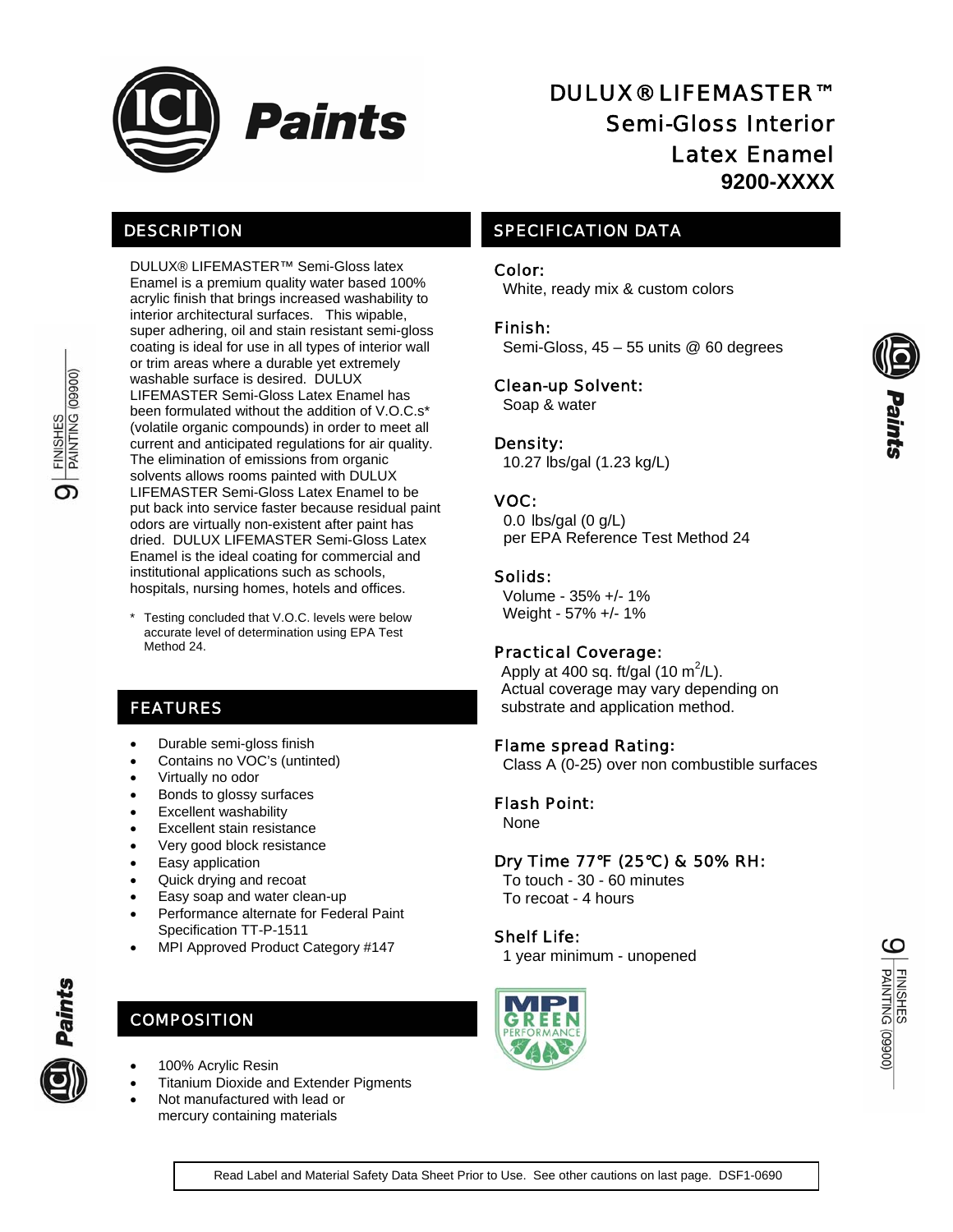# DULUX® LIFEMASTER™ Semi-Gloss Interior Latex Enamel

**9200-XXXX**

## DESCRIPTION

DULUX® LIFEMASTER™ Semi-Gloss latex Enamel is a premium quality water based 100% acrylic finish that brings increased washability to interior architectural surfaces. This wipable, super adhering, oil and stain resistant semi-gloss coating is ideal for use in all types of interior wall or trim areas where a durable yet extremely washable surface is desired. DULUX LIFEMASTER Semi-Gloss Latex Enamel has been formulated without the addition of V.O.C.s* (volatile organic compounds) in order to meet all current and anticipated regulations for air quality. The elimination of emissions from organic solvents allows rooms painted with DULUX LIFEMASTER Semi-Gloss Latex Enamel to be put back into service faster because residual paint odors are virtually non-existent after paint has dried. DULUX LIFEMASTER Semi-Gloss Latex Enamel is the ideal coating for commercial and institutional applications such as schools, hospitals, nursing homes, hotels and offices.

\* Testing concluded that V.O.C. levels were below accurate level of determination using EPA Test Method 24.

## FEATURES

- Durable semi-gloss finish
- Contains no VOC's (untinted)
- Virtually no odor
- Bonds to glossy surfaces
- Excellent washability
- Excellent stain resistance
- Very good block resistance
- Easy application
- Quick drying and recoat
- Easy soap and water clean-up
- Performance alternate for Federal Paint Specification TT-P-1511
- MPI Approved Product Category #147

## COMPOSITION

- 100% Acrylic Resin
- Titanium Dioxide and Extender Pigments
- Not manufactured with lead or mercury containing materials

## SPECIFICATION DATA

### Color:
White, ready mix & custom colors

### Finish:
Semi-Gloss, 45 – 55 units @ 60 degrees

### Clean-up Solvent:
Soap & water

### Density:
10.27 lbs/gal (1.23 kg/L)

### VOC:
0.0 lbs/gal (0 g/L)
per EPA Reference Test Method 24

### Solids:
Volume - 35% +/- 1%
Weight - 57% +/- 1%

### Practical Coverage:
Apply at 400 sq. ft/gal (10 $m^2$/L).
Actual coverage may vary depending on substrate and application method.

### Flame spread Rating:
Class A (0-25) over non combustible surfaces

### Flash Point:
None

### Dry Time 77°F (25°C) & 50% RH:
To touch - 30 - 60 minutes
To recoat - 4 hours

### Shelf Life:
1 year minimum - unopened

MPI GREEN PERFORMANCE

Read Label and Material Safety Data Sheet Prior to Use. See other cautions on last page. DSF1-0690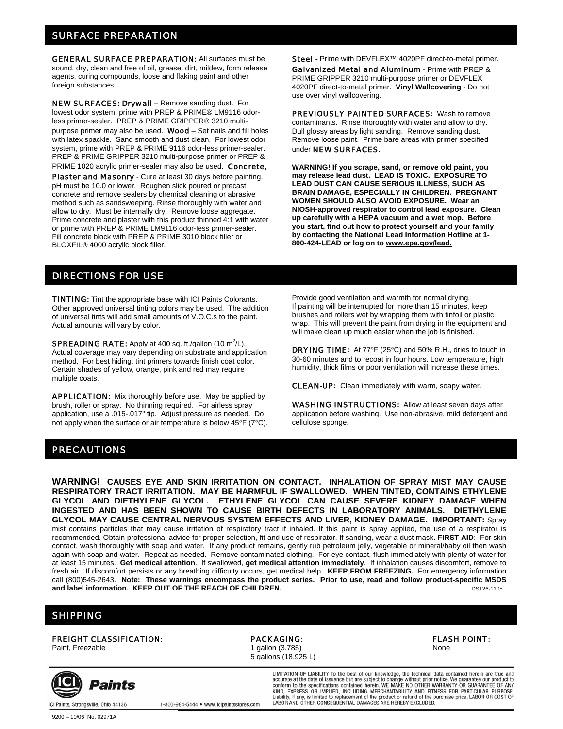## SURFACE PREPARATION

**GENERAL SURFACE PREPARATION:** All surfaces must be sound, dry, clean and free of oil, grease, dirt, mildew, form release agents, curing compounds, loose and flaking paint and other foreign substances.

**NEW SURFACES: Drywall** – Remove sanding dust. For lowest odor system, prime with PREP & PRIME® LM9116 odor-less primer-sealer. PREP & PRIME GRIPPER® 3210 multi-purpose primer may also be used. **Wood** – Set nails and fill holes with latex spackle. Sand smooth and dust clean. For lowest odor system, prime with PREP & PRIME 9116 odor-less primer-sealer. PREP & PRIME GRIPPER 3210 multi-purpose primer or PREP & PRIME 1020 acrylic primer-sealer may also be used. **Concrete, Plaster and Masonry** - Cure at least 30 days before painting. pH must be 10.0 or lower. Roughen slick poured or precast concrete and remove sealers by chemical cleaning or abrasive method such as sandsweeping. Rinse thoroughly with water and allow to dry. Must be internally dry. Remove loose aggregate. Prime concrete and plaster with this product thinned 4:1 with water or prime with PREP & PRIME LM9116 odor-less primer-sealer. Fill concrete block with PREP & PRIME 3010 block filler or BLOXFIL® 4000 acrylic block filler.

**Steel -** Prime with DEVFLEX™ 4020PF direct-to-metal primer. **Galvanized Metal and Aluminum** - Prime with PREP & PRIME GRIPPER 3210 multi-purpose primer or DEVFLEX 4020PF direct-to-metal primer. **Vinyl Wallcovering** - Do not use over vinyl wallcovering.

**PREVIOUSLY PAINTED SURFACES:** Wash to remove contaminants. Rinse thoroughly with water and allow to dry. Dull glossy areas by light sanding. Remove sanding dust. Remove loose paint. Prime bare areas with primer specified under **NEW SURFACES**.

**WARNING! If you scrape, sand, or remove old paint, you may release lead dust. LEAD IS TOXIC. EXPOSURE TO LEAD DUST CAN CAUSE SERIOUS ILLNESS, SUCH AS BRAIN DAMAGE, ESPECIALLY IN CHILDREN. PREGNANT WOMEN SHOULD ALSO AVOID EXPOSURE. Wear an NIOSH-approved respirator to control lead exposure. Clean up carefully with a HEPA vacuum and a wet mop. Before you start, find out how to protect yourself and your family by contacting the National Lead Information Hotline at 1-800-424-LEAD or log on to www.epa.gov/lead.**

## DIRECTIONS FOR USE

**TINTING:** Tint the appropriate base with ICI Paints Colorants. Other approved universal tinting colors may be used. The addition of universal tints will add small amounts of V.O.C.s to the paint. Actual amounts will vary by color.

**SPREADING RATE:** Apply at 400 sq. ft./gallon (10 $m^2$/L). Actual coverage may vary depending on substrate and application method. For best hiding, tint primers towards finish coat color. Certain shades of yellow, orange, pink and red may require multiple coats.

**APPLICATION:** Mix thoroughly before use. May be applied by brush, roller or spray. No thinning required. For airless spray application, use a .015-.017" tip. Adjust pressure as needed. Do not apply when the surface or air temperature is below 45°F (7°C). Provide good ventilation and warmth for normal drying. If painting will be interrupted for more than 15 minutes, keep brushes and rollers wet by wrapping them with tinfoil or plastic wrap. This will prevent the paint from drying in the equipment and will make clean up much easier when the job is finished.

**DRYING TIME:** At 77°F (25°C) and 50% R.H., dries to touch in 30-60 minutes and to recoat in four hours. Low temperature, high humidity, thick films or poor ventilation will increase these times.

**CLEAN-UP:** Clean immediately with warm, soapy water.

**WASHING INSTRUCTIONS:** Allow at least seven days after application before washing. Use non-abrasive, mild detergent and cellulose sponge.

## PRECAUTIONS

**WARNING! CAUSES EYE AND SKIN IRRITATION ON CONTACT. INHALATION OF SPRAY MIST MAY CAUSE RESPIRATORY TRACT IRRITATION. MAY BE HARMFUL IF SWALLOWED. WHEN TINTED, CONTAINS ETHYLENE GLYCOL AND DIETHYLENE GLYCOL. ETHYLENE GLYCOL CAN CAUSE SEVERE KIDNEY DAMAGE WHEN INGESTED AND HAS BEEN SHOWN TO CAUSE BIRTH DEFECTS IN LABORATORY ANIMALS. DIETHYLENE GLYCOL MAY CAUSE CENTRAL NERVOUS SYSTEM EFFECTS AND LIVER, KIDNEY DAMAGE. IMPORTANT:** Spray mist contains particles that may cause irritation of respiratory tract if inhaled. If this paint is spray applied, the use of a respirator is recommended. Obtain professional advice for proper selection, fit and use of respirator. If sanding, wear a dust mask. **FIRST AID**: For skin contact, wash thoroughly with soap and water. If any product remains, gently rub petroleum jelly, vegetable or mineral/baby oil then wash again with soap and water. Repeat as needed. Remove contaminated clothing. For eye contact, flush immediately with plenty of water for at least 15 minutes. **Get medical attention**. If swallowed, **get medical attention immediately**. If inhalation causes discomfort, remove to fresh air. If discomfort persists or any breathing difficulty occurs, get medical help. **KEEP FROM FREEZING.** For emergency information call (800)545-2643. **Note: These warnings encompass the product series. Prior to use, read and follow product-specific MSDS and label information. KEEP OUT OF THE REACH OF CHILDREN.** DS126-1105

## SHIPPING

**FREIGHT CLASSIFICATION:**
Paint, Freezable

**PACKAGING:**
1 gallon (3.785)
5 gallons (18.925 L)

**FLASH POINT:**
None

ICI Paints

ICI Paints, Strongsville, Ohio 44136 1-800-984-5444 • www.icipaintsstores.com

LIMITATION OF LIABILITY To the best of our knowledge, the technical data contained herein are true and accurate at the date of issuance but are subject to change without prior notice. We guarantee our product to conform to the specifications contained herein. WE MAKE NO OTHER WARRANTY OR GUARANTEE OF ANY KIND, EXPRESS OR IMPLIED, INCLUDING MERCHANTABILITY AND FITNESS FOR PARTICULAR PURPOSE. Liability, if any, is limited to replacement of the product or refund of the purchase price. LABOR OR COST OF LABOR AND OTHER CONSEQUENTIAL DAMAGES ARE HEREBY EXCLUDED.

9200 – 10/06 No. 02971A